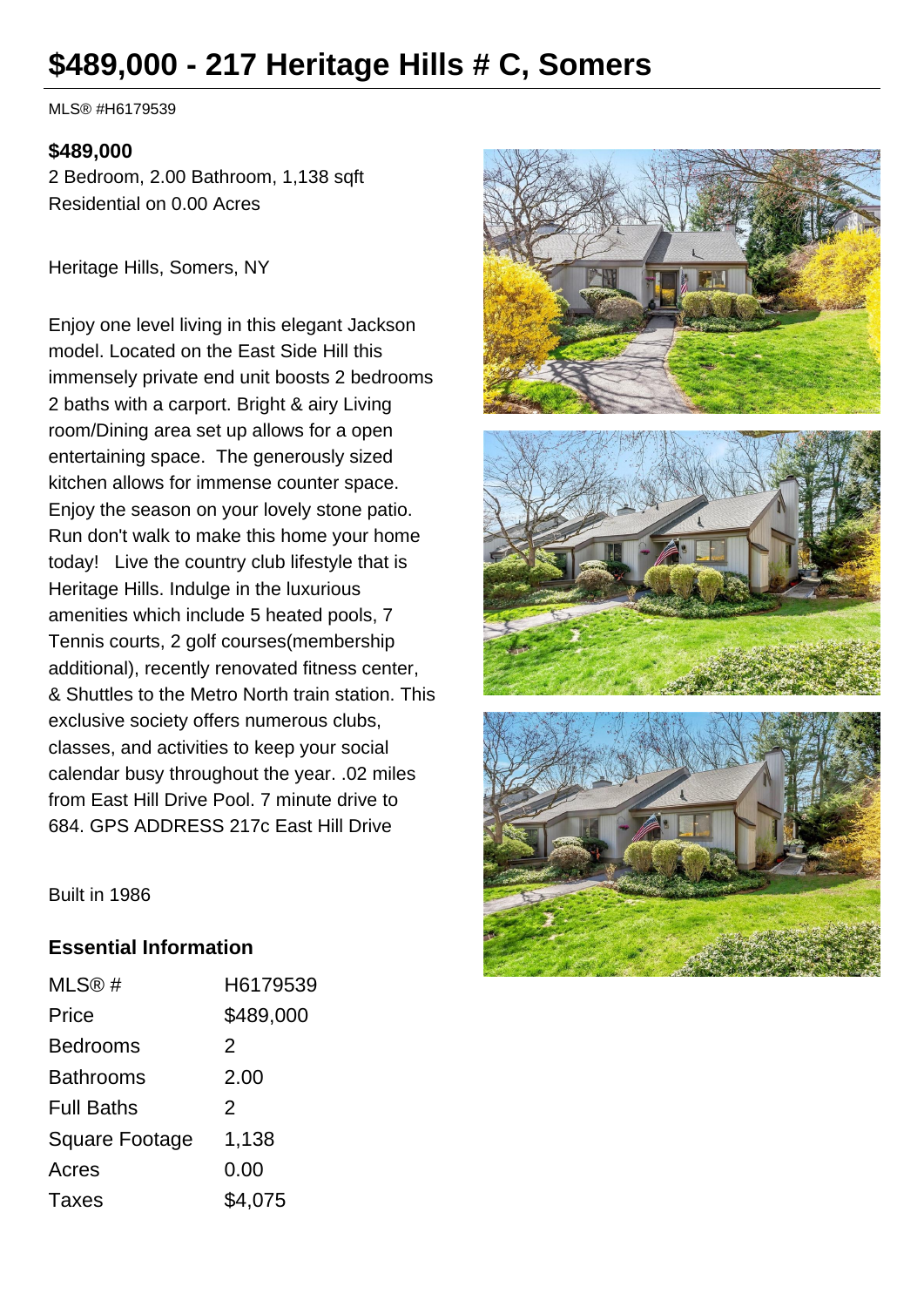# $489,000 - 217 Heritage Hills # C, Somers

MLS® #H6179539

**$489,000**

2 Bedroom, 2.00 Bathroom, 1,138 sqft
Residential on 0.00 Acres

Heritage Hills, Somers, NY

Enjoy one level living in this elegant Jackson model. Located on the East Side Hill this immensely private end unit boosts 2 bedrooms 2 baths with a carport. Bright & airy Living room/Dining area set up allows for a open entertaining space. The generously sized kitchen allows for immense counter space. Enjoy the season on your lovely stone patio. Run don't walk to make this home your home today! Live the country club lifestyle that is Heritage Hills. Indulge in the luxurious amenities which include 5 heated pools, 7 Tennis courts, 2 golf courses(membership additional), recently renovated fitness center, & Shuttles to the Metro North train station. This exclusive society offers numerous clubs, classes, and activities to keep your social calendar busy throughout the year. .02 miles from East Hill Drive Pool. 7 minute drive to 684. GPS ADDRESS 217c East Hill Drive

Built in 1986

## Essential Information

| | |
|---|---|
| MLS® # | H6179539 |
| Price | $489,000 |
| Bedrooms | 2 |
| Bathrooms | 2.00 |
| Full Baths | 2 |
| Square Footage | 1,138 |
| Acres | 0.00 |
| Taxes | $4,075 |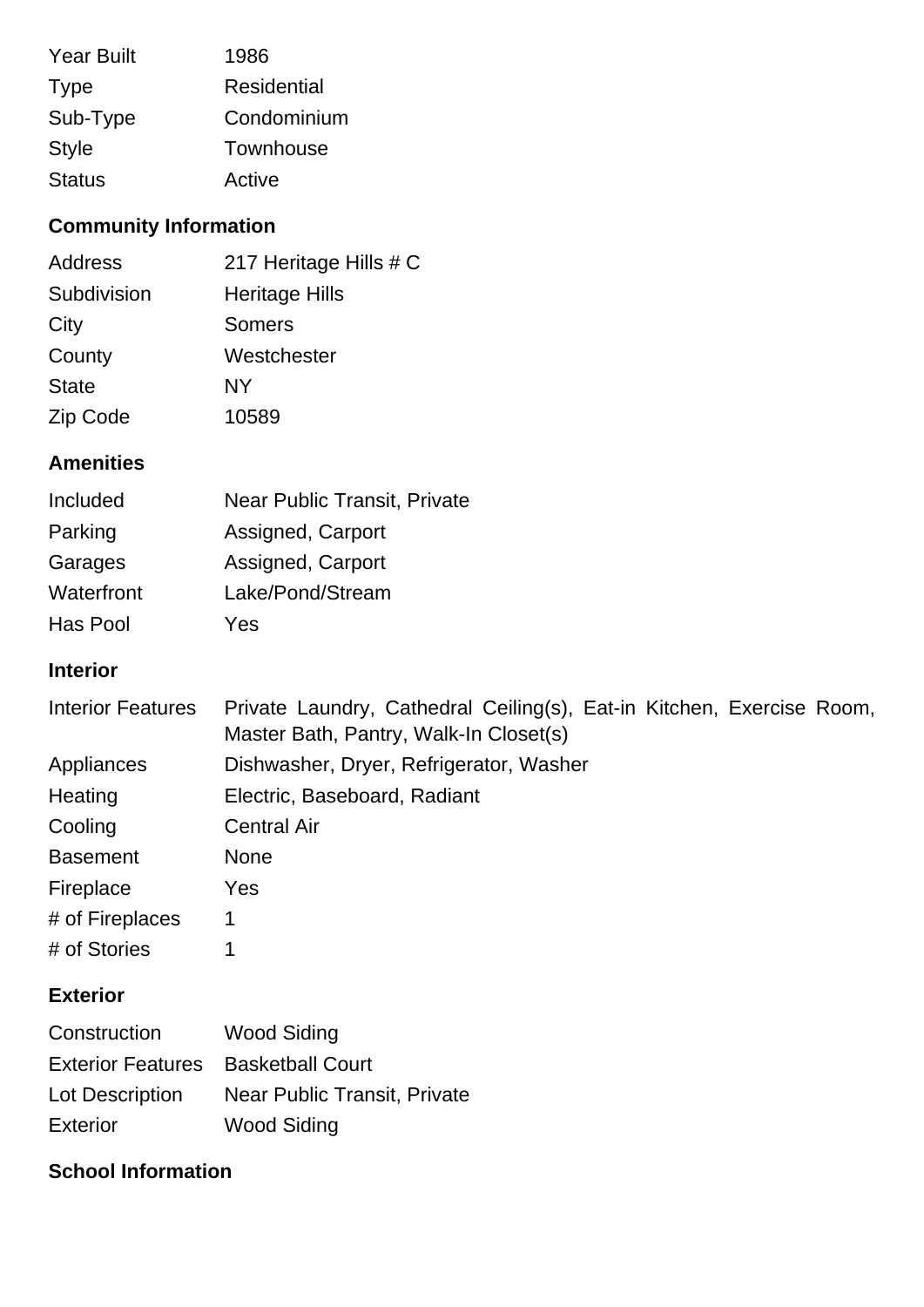| | |
|---|---|
| Year Built | 1986 |
| Type | Residential |
| Sub-Type | Condominium |
| Style | Townhouse |
| Status | Active |

## Community Information

| | |
|---|---|
| Address | 217 Heritage Hills # C |
| Subdivision | Heritage Hills |
| City | Somers |
| County | Westchester |
| State | NY |
| Zip Code | 10589 |

## Amenities

| | |
|---|---|
| Included | Near Public Transit, Private |
| Parking | Assigned, Carport |
| Garages | Assigned, Carport |
| Waterfront | Lake/Pond/Stream |
| Has Pool | Yes |

## Interior

| | |
|---|---|
| Interior Features | Private Laundry, Cathedral Ceiling(s), Eat-in Kitchen, Exercise Room, Master Bath, Pantry, Walk-In Closet(s) |
| Appliances | Dishwasher, Dryer, Refrigerator, Washer |
| Heating | Electric, Baseboard, Radiant |
| Cooling | Central Air |
| Basement | None |
| Fireplace | Yes |
| # of Fireplaces | 1 |
| # of Stories | 1 |

## Exterior

| | |
|---|---|
| Construction | Wood Siding |
| Exterior Features | Basketball Court |
| Lot Description | Near Public Transit, Private |
| Exterior | Wood Siding |

## School Information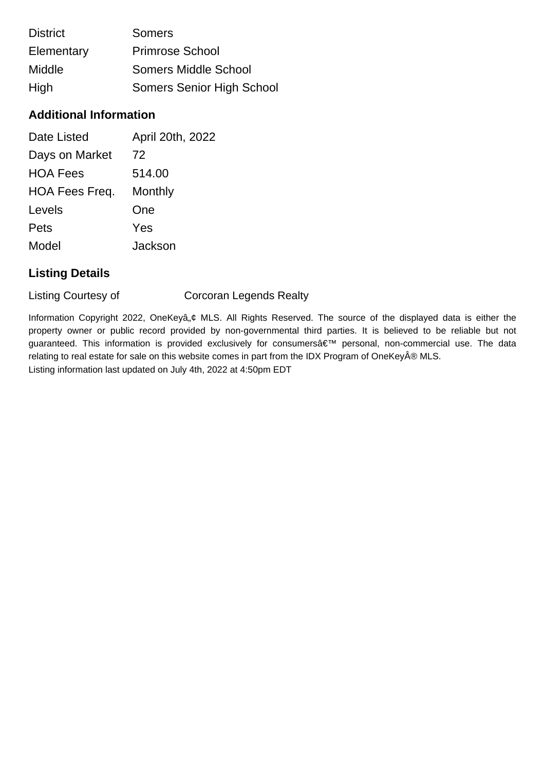| | |
|---|---|
| District | Somers |
| Elementary | Primrose School |
| Middle | Somers Middle School |
| High | Somers Senior High School |

## Additional Information

| | |
|---|---|
| Date Listed | April 20th, 2022 |
| Days on Market | 72 |
| HOA Fees | 514.00 |
| HOA Fees Freq. | Monthly |
| Levels | One |
| Pets | Yes |
| Model | Jackson |

## Listing Details

Listing Courtesy of Corcoran Legends Realty

Information Copyright 2022, OneKeyâ„¢ MLS. All Rights Reserved. The source of the displayed data is either the property owner or public record provided by non-governmental third parties. It is believed to be reliable but not guaranteed. This information is provided exclusively for consumersâ€™ personal, non-commercial use. The data relating to real estate for sale on this website comes in part from the IDX Program of OneKeyÂ® MLS.

Listing information last updated on July 4th, 2022 at 4:50pm EDT